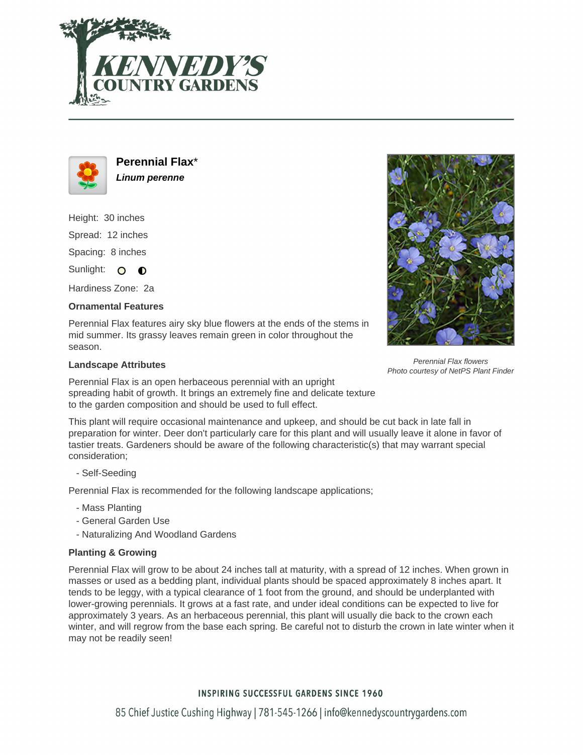# Perennial Flax*

***Linum perenne***

Height: 30 inches

Spread: 12 inches

Spacing: 8 inches

Sunlight:

Hardiness Zone: 2a

### Ornamental Features

Perennial Flax features airy sky blue flowers at the ends of the stems in mid summer. Its grassy leaves remain green in color throughout the season.

*Perennial Flax flowers*
*Photo courtesy of NetPS Plant Finder*

### Landscape Attributes

Perennial Flax is an open herbaceous perennial with an upright spreading habit of growth. It brings an extremely fine and delicate texture to the garden composition and should be used to full effect.

This plant will require occasional maintenance and upkeep, and should be cut back in late fall in preparation for winter. Deer don't particularly care for this plant and will usually leave it alone in favor of tastier treats. Gardeners should be aware of the following characteristic(s) that may warrant special consideration;

- Self-Seeding

Perennial Flax is recommended for the following landscape applications;

- Mass Planting
- General Garden Use
- Naturalizing And Woodland Gardens

### Planting & Growing

Perennial Flax will grow to be about 24 inches tall at maturity, with a spread of 12 inches. When grown in masses or used as a bedding plant, individual plants should be spaced approximately 8 inches apart. It tends to be leggy, with a typical clearance of 1 foot from the ground, and should be underplanted with lower-growing perennials. It grows at a fast rate, and under ideal conditions can be expected to live for approximately 3 years. As an herbaceous perennial, this plant will usually die back to the crown each winter, and will regrow from the base each spring. Be careful not to disturb the crown in late winter when it may not be readily seen!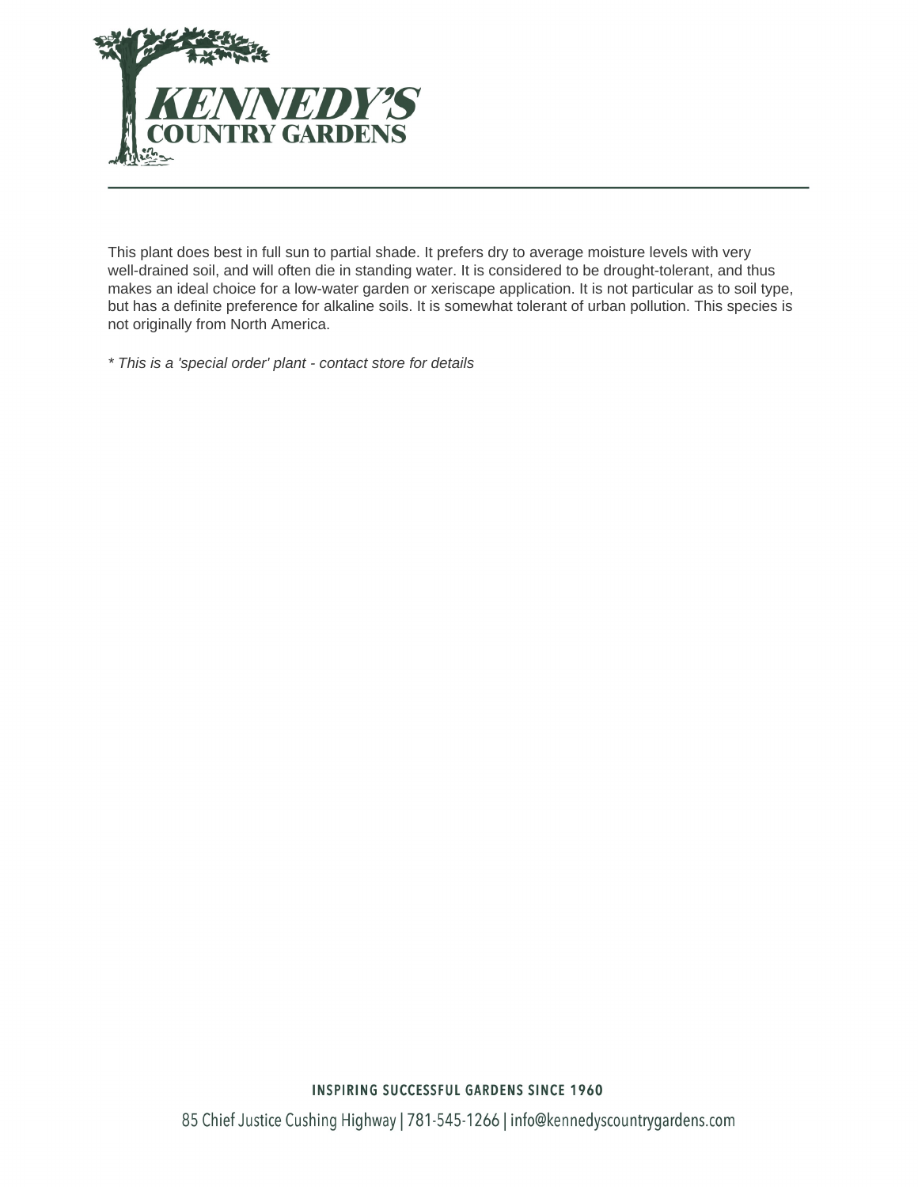This plant does best in full sun to partial shade. It prefers dry to average moisture levels with very well-drained soil, and will often die in standing water. It is considered to be drought-tolerant, and thus makes an ideal choice for a low-water garden or xeriscape application. It is not particular as to soil type, but has a definite preference for alkaline soils. It is somewhat tolerant of urban pollution. This species is not originally from North America.

*\* This is a 'special order' plant - contact store for details*